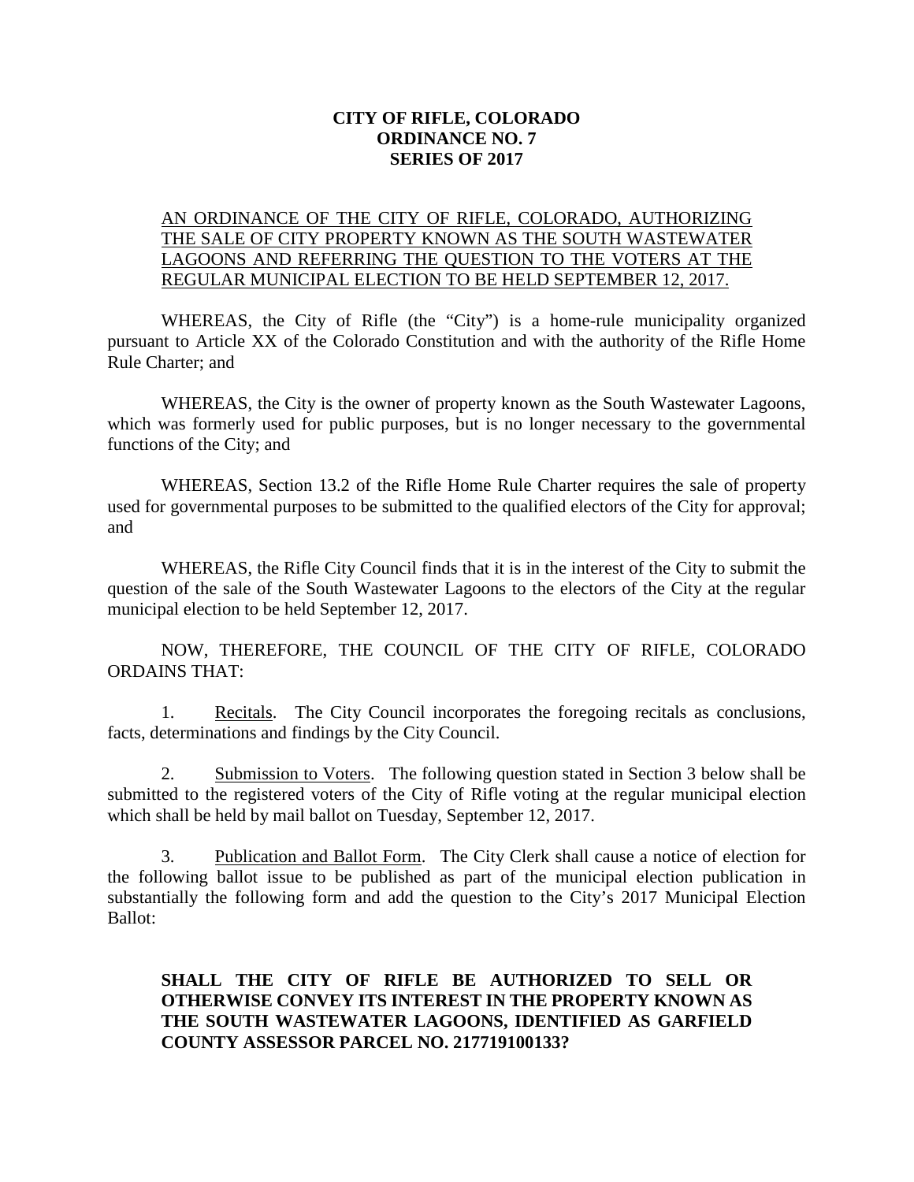**CITY OF RIFLE, COLORADO**
**ORDINANCE NO. 7**
**SERIES OF 2017**

AN ORDINANCE OF THE CITY OF RIFLE, COLORADO, AUTHORIZING THE SALE OF CITY PROPERTY KNOWN AS THE SOUTH WASTEWATER LAGOONS AND REFERRING THE QUESTION TO THE VOTERS AT THE REGULAR MUNICIPAL ELECTION TO BE HELD SEPTEMBER 12, 2017.

WHEREAS, the City of Rifle (the "City") is a home-rule municipality organized pursuant to Article XX of the Colorado Constitution and with the authority of the Rifle Home Rule Charter; and

WHEREAS, the City is the owner of property known as the South Wastewater Lagoons, which was formerly used for public purposes, but is no longer necessary to the governmental functions of the City; and

WHEREAS, Section 13.2 of the Rifle Home Rule Charter requires the sale of property used for governmental purposes to be submitted to the qualified electors of the City for approval; and

WHEREAS, the Rifle City Council finds that it is in the interest of the City to submit the question of the sale of the South Wastewater Lagoons to the electors of the City at the regular municipal election to be held September 12, 2017.

NOW, THEREFORE, THE COUNCIL OF THE CITY OF RIFLE, COLORADO ORDAINS THAT:

1. Recitals. The City Council incorporates the foregoing recitals as conclusions, facts, determinations and findings by the City Council.

2. Submission to Voters. The following question stated in Section 3 below shall be submitted to the registered voters of the City of Rifle voting at the regular municipal election which shall be held by mail ballot on Tuesday, September 12, 2017.

3. Publication and Ballot Form. The City Clerk shall cause a notice of election for the following ballot issue to be published as part of the municipal election publication in substantially the following form and add the question to the City's 2017 Municipal Election Ballot:

**SHALL THE CITY OF RIFLE BE AUTHORIZED TO SELL OR OTHERWISE CONVEY ITS INTEREST IN THE PROPERTY KNOWN AS THE SOUTH WASTEWATER LAGOONS, IDENTIFIED AS GARFIELD COUNTY ASSESSOR PARCEL NO. 217719100133?**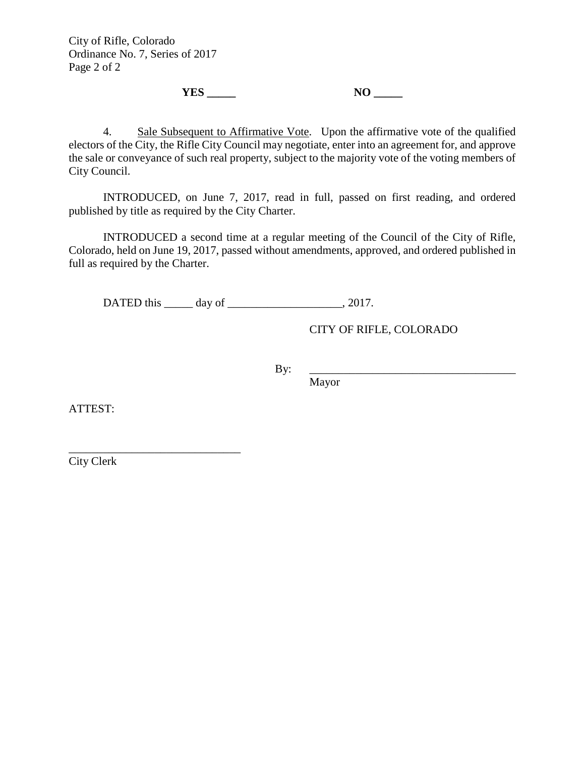**YES _____** **NO _____**

4. Sale Subsequent to Affirmative Vote. Upon the affirmative vote of the qualified electors of the City, the Rifle City Council may negotiate, enter into an agreement for, and approve the sale or conveyance of such real property, subject to the majority vote of the voting members of City Council.

INTRODUCED, on June 7, 2017, read in full, passed on first reading, and ordered published by title as required by the City Charter.

INTRODUCED a second time at a regular meeting of the Council of the City of Rifle, Colorado, held on June 19, 2017, passed without amendments, approved, and ordered published in full as required by the Charter.

DATED this _____ day of ____________________, 2017.

CITY OF RIFLE, COLORADO

By: ____________________________________
Mayor

ATTEST:

______________________________
City Clerk